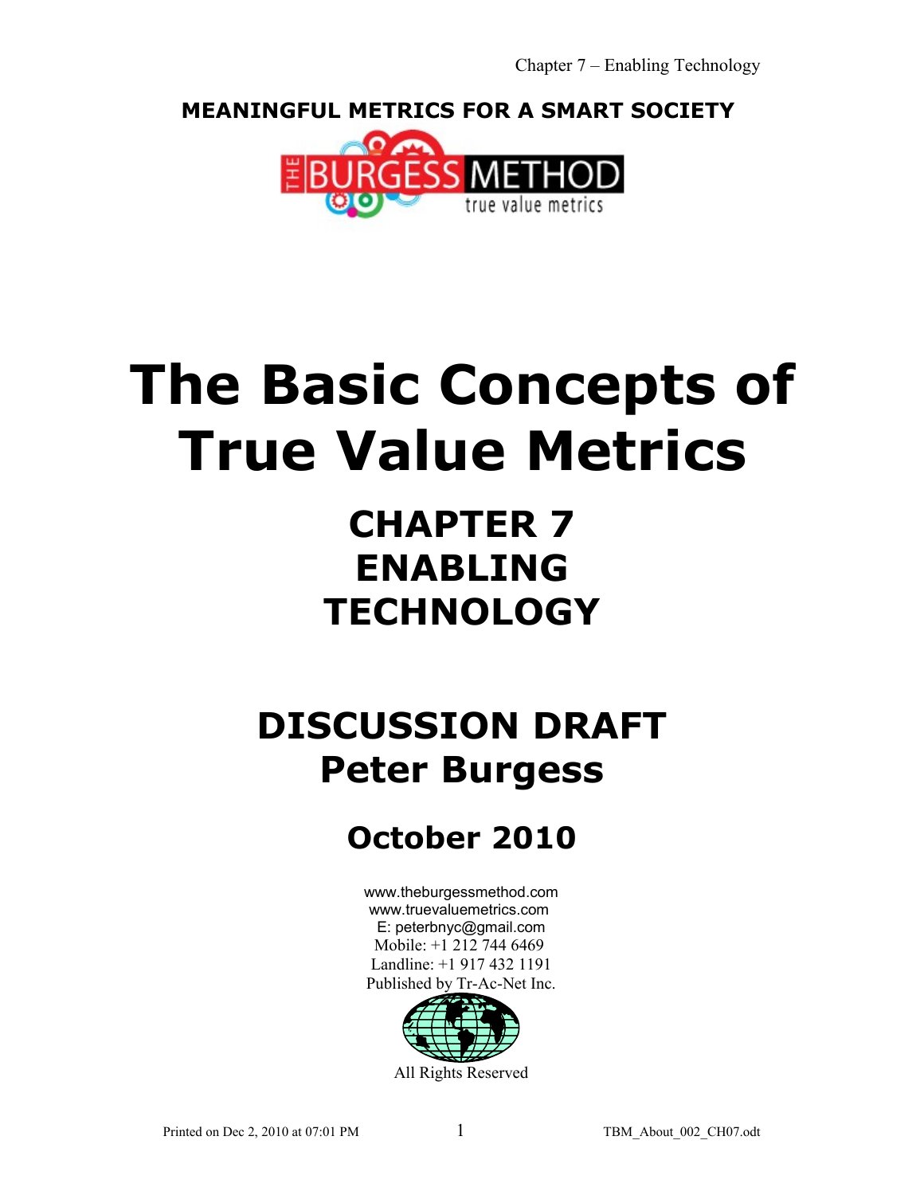**MEANINGFUL METRICS FOR A SMART SOCIETY**

THE BURGESS METHOD

true value metrics

# The Basic Concepts of True Value Metrics

## CHAPTER 7
## ENABLING TECHNOLOGY

## DISCUSSION DRAFT
## Peter Burgess

### October 2010

www.theburgessmethod.com
www.truevaluemetrics.com
E: peterbnyc@gmail.com
Mobile: +1 212 744 6469
Landline: +1 917 432 1191
Published by Tr-Ac-Net Inc.

All Rights Reserved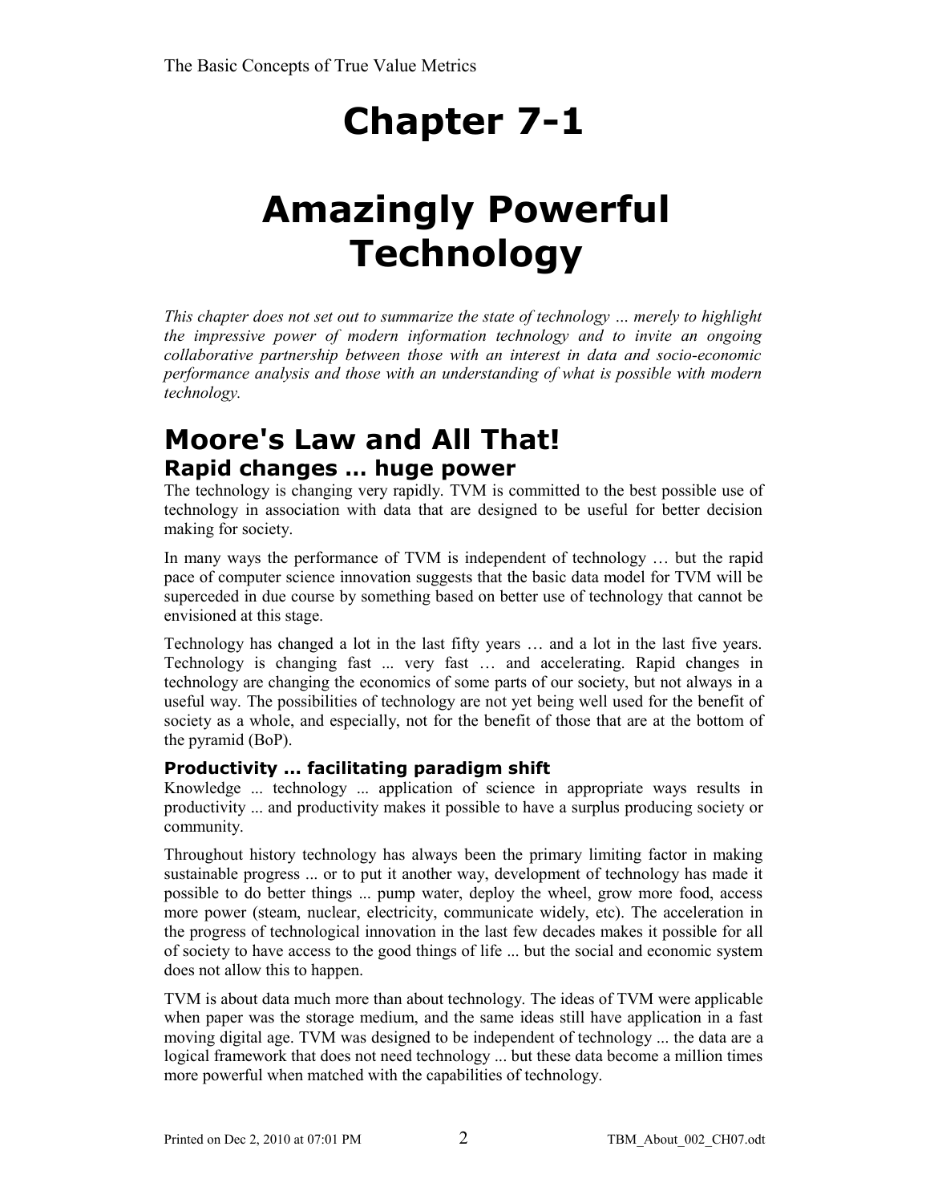# Chapter 7-1

# Amazingly Powerful Technology

*This chapter does not set out to summarize the state of technology … merely to highlight the impressive power of modern information technology and to invite an ongoing collaborative partnership between those with an interest in data and socio-economic performance analysis and those with an understanding of what is possible with modern technology.*

## Moore's Law and All That!

### Rapid changes … huge power

The technology is changing very rapidly. TVM is committed to the best possible use of technology in association with data that are designed to be useful for better decision making for society.

In many ways the performance of TVM is independent of technology … but the rapid pace of computer science innovation suggests that the basic data model for TVM will be superceded in due course by something based on better use of technology that cannot be envisioned at this stage.

Technology has changed a lot in the last fifty years … and a lot in the last five years. Technology is changing fast ... very fast … and accelerating. Rapid changes in technology are changing the economics of some parts of our society, but not always in a useful way. The possibilities of technology are not yet being well used for the benefit of society as a whole, and especially, not for the benefit of those that are at the bottom of the pyramid (BoP).

#### Productivity ... facilitating paradigm shift

Knowledge ... technology ... application of science in appropriate ways results in productivity ... and productivity makes it possible to have a surplus producing society or community.

Throughout history technology has always been the primary limiting factor in making sustainable progress ... or to put it another way, development of technology has made it possible to do better things ... pump water, deploy the wheel, grow more food, access more power (steam, nuclear, electricity, communicate widely, etc). The acceleration in the progress of technological innovation in the last few decades makes it possible for all of society to have access to the good things of life ... but the social and economic system does not allow this to happen.

TVM is about data much more than about technology. The ideas of TVM were applicable when paper was the storage medium, and the same ideas still have application in a fast moving digital age. TVM was designed to be independent of technology ... the data are a logical framework that does not need technology ... but these data become a million times more powerful when matched with the capabilities of technology.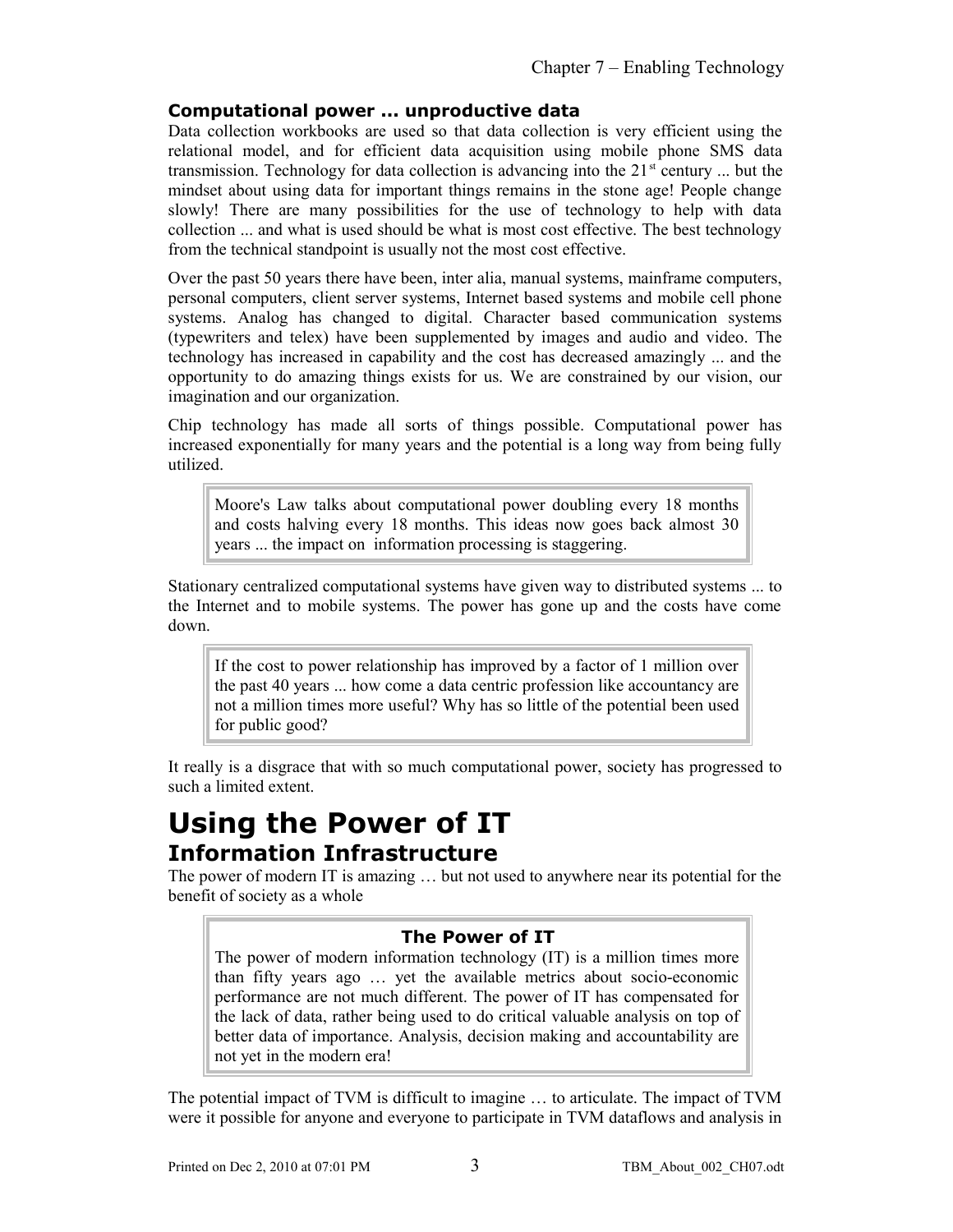### Computational power ... unproductive data

Data collection workbooks are used so that data collection is very efficient using the relational model, and for efficient data acquisition using mobile phone SMS data transmission. Technology for data collection is advancing into the 21st century ... but the mindset about using data for important things remains in the stone age! People change slowly! There are many possibilities for the use of technology to help with data collection ... and what is used should be what is most cost effective. The best technology from the technical standpoint is usually not the most cost effective.

Over the past 50 years there have been, inter alia, manual systems, mainframe computers, personal computers, client server systems, Internet based systems and mobile cell phone systems. Analog has changed to digital. Character based communication systems (typewriters and telex) have been supplemented by images and audio and video. The technology has increased in capability and the cost has decreased amazingly ... and the opportunity to do amazing things exists for us. We are constrained by our vision, our imagination and our organization.

Chip technology has made all sorts of things possible. Computational power has increased exponentially for many years and the potential is a long way from being fully utilized.

> Moore's Law talks about computational power doubling every 18 months and costs halving every 18 months. This ideas now goes back almost 30 years ... the impact on information processing is staggering.

Stationary centralized computational systems have given way to distributed systems ... to the Internet and to mobile systems. The power has gone up and the costs have come down.

> If the cost to power relationship has improved by a factor of 1 million over the past 40 years ... how come a data centric profession like accountancy are not a million times more useful? Why has so little of the potential been used for public good?

It really is a disgrace that with so much computational power, society has progressed to such a limited extent.

# Using the Power of IT

## Information Infrastructure

The power of modern IT is amazing … but not used to anywhere near its potential for the benefit of society as a whole

> **The Power of IT**
>
> The power of modern information technology (IT) is a million times more than fifty years ago … yet the available metrics about socio-economic performance are not much different. The power of IT has compensated for the lack of data, rather being used to do critical valuable analysis on top of better data of importance. Analysis, decision making and accountability are not yet in the modern era!

The potential impact of TVM is difficult to imagine … to articulate. The impact of TVM were it possible for anyone and everyone to participate in TVM dataflows and analysis in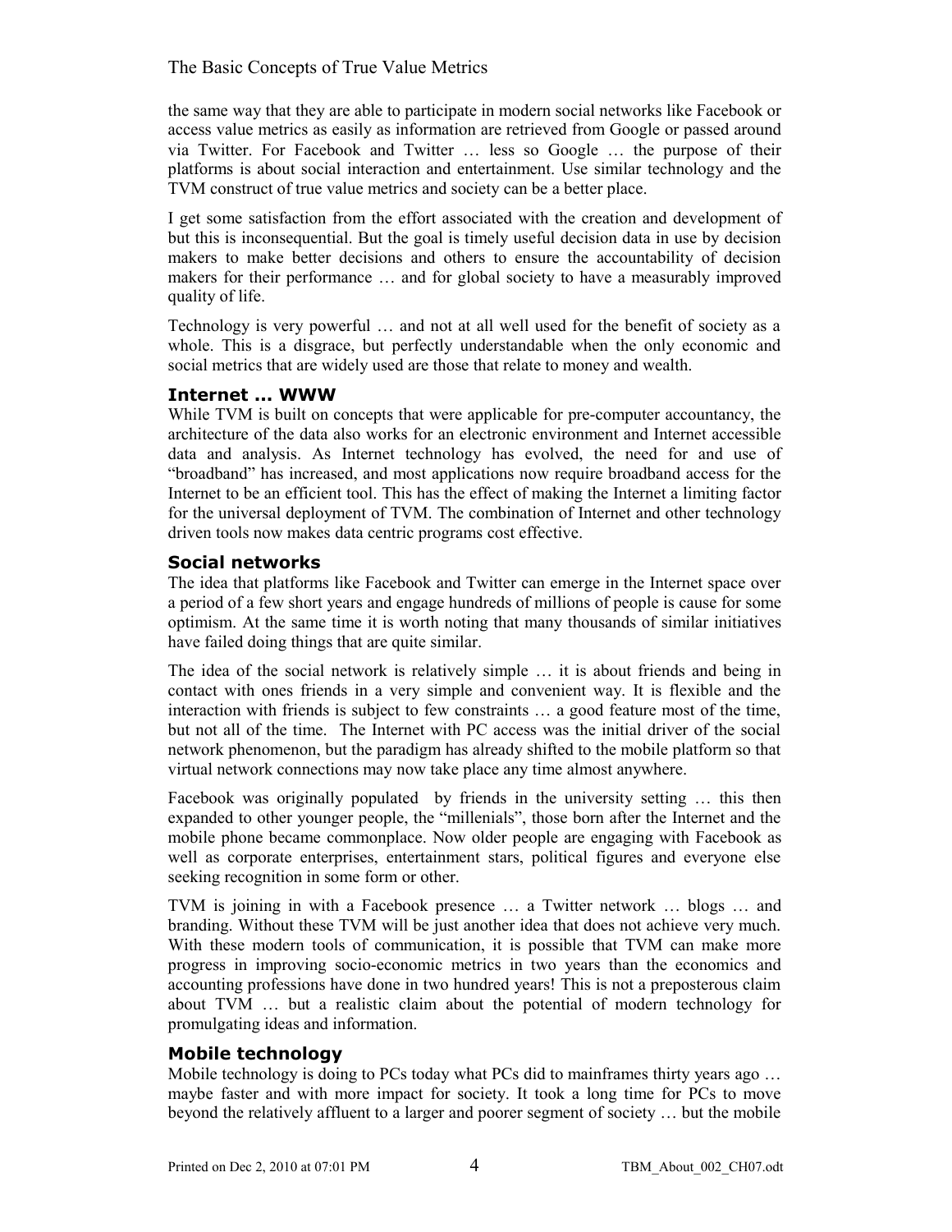the same way that they are able to participate in modern social networks like Facebook or access value metrics as easily as information are retrieved from Google or passed around via Twitter. For Facebook and Twitter … less so Google … the purpose of their platforms is about social interaction and entertainment. Use similar technology and the TVM construct of true value metrics and society can be a better place.

I get some satisfaction from the effort associated with the creation and development of but this is inconsequential. But the goal is timely useful decision data in use by decision makers to make better decisions and others to ensure the accountability of decision makers for their performance … and for global society to have a measurably improved quality of life.

Technology is very powerful … and not at all well used for the benefit of society as a whole. This is a disgrace, but perfectly understandable when the only economic and social metrics that are widely used are those that relate to money and wealth.

## Internet … WWW

While TVM is built on concepts that were applicable for pre-computer accountancy, the architecture of the data also works for an electronic environment and Internet accessible data and analysis. As Internet technology has evolved, the need for and use of "broadband" has increased, and most applications now require broadband access for the Internet to be an efficient tool. This has the effect of making the Internet a limiting factor for the universal deployment of TVM. The combination of Internet and other technology driven tools now makes data centric programs cost effective.

## Social networks

The idea that platforms like Facebook and Twitter can emerge in the Internet space over a period of a few short years and engage hundreds of millions of people is cause for some optimism. At the same time it is worth noting that many thousands of similar initiatives have failed doing things that are quite similar.

The idea of the social network is relatively simple … it is about friends and being in contact with ones friends in a very simple and convenient way. It is flexible and the interaction with friends is subject to few constraints … a good feature most of the time, but not all of the time. The Internet with PC access was the initial driver of the social network phenomenon, but the paradigm has already shifted to the mobile platform so that virtual network connections may now take place any time almost anywhere.

Facebook was originally populated by friends in the university setting … this then expanded to other younger people, the "millenials", those born after the Internet and the mobile phone became commonplace. Now older people are engaging with Facebook as well as corporate enterprises, entertainment stars, political figures and everyone else seeking recognition in some form or other.

TVM is joining in with a Facebook presence … a Twitter network … blogs … and branding. Without these TVM will be just another idea that does not achieve very much. With these modern tools of communication, it is possible that TVM can make more progress in improving socio-economic metrics in two years than the economics and accounting professions have done in two hundred years! This is not a preposterous claim about TVM … but a realistic claim about the potential of modern technology for promulgating ideas and information.

## Mobile technology

Mobile technology is doing to PCs today what PCs did to mainframes thirty years ago … maybe faster and with more impact for society. It took a long time for PCs to move beyond the relatively affluent to a larger and poorer segment of society … but the mobile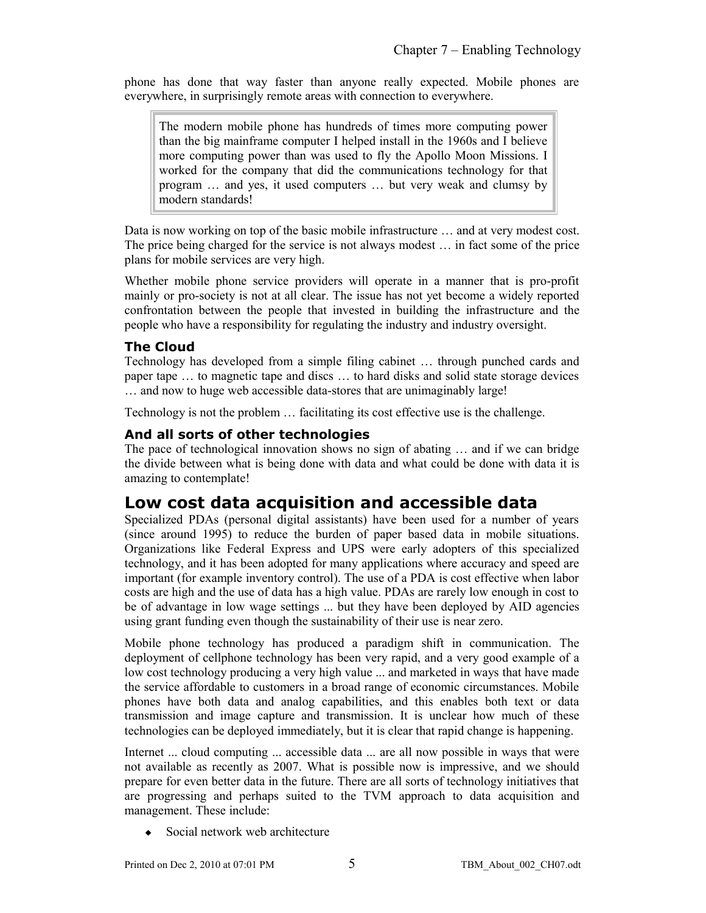phone has done that way faster than anyone really expected. Mobile phones are everywhere, in surprisingly remote areas with connection to everywhere.

> The modern mobile phone has hundreds of times more computing power than the big mainframe computer I helped install in the 1960s and I believe more computing power than was used to fly the Apollo Moon Missions. I worked for the company that did the communications technology for that program … and yes, it used computers … but very weak and clumsy by modern standards!

Data is now working on top of the basic mobile infrastructure … and at very modest cost. The price being charged for the service is not always modest … in fact some of the price plans for mobile services are very high.

Whether mobile phone service providers will operate in a manner that is pro-profit mainly or pro-society is not at all clear. The issue has not yet become a widely reported confrontation between the people that invested in building the infrastructure and the people who have a responsibility for regulating the industry and industry oversight.

### The Cloud

Technology has developed from a simple filing cabinet … through punched cards and paper tape … to magnetic tape and discs … to hard disks and solid state storage devices … and now to huge web accessible data-stores that are unimaginably large!

Technology is not the problem … facilitating its cost effective use is the challenge.

### And all sorts of other technologies

The pace of technological innovation shows no sign of abating … and if we can bridge the divide between what is being done with data and what could be done with data it is amazing to contemplate!

## Low cost data acquisition and accessible data

Specialized PDAs (personal digital assistants) have been used for a number of years (since around 1995) to reduce the burden of paper based data in mobile situations. Organizations like Federal Express and UPS were early adopters of this specialized technology, and it has been adopted for many applications where accuracy and speed are important (for example inventory control). The use of a PDA is cost effective when labor costs are high and the use of data has a high value. PDAs are rarely low enough in cost to be of advantage in low wage settings ... but they have been deployed by AID agencies using grant funding even though the sustainability of their use is near zero.

Mobile phone technology has produced a paradigm shift in communication. The deployment of cellphone technology has been very rapid, and a very good example of a low cost technology producing a very high value ... and marketed in ways that have made the service affordable to customers in a broad range of economic circumstances. Mobile phones have both data and analog capabilities, and this enables both text or data transmission and image capture and transmission. It is unclear how much of these technologies can be deployed immediately, but it is clear that rapid change is happening.

Internet ... cloud computing ... accessible data ... are all now possible in ways that were not available as recently as 2007. What is possible now is impressive, and we should prepare for even better data in the future. There are all sorts of technology initiatives that are progressing and perhaps suited to the TVM approach to data acquisition and management. These include:

- Social network web architecture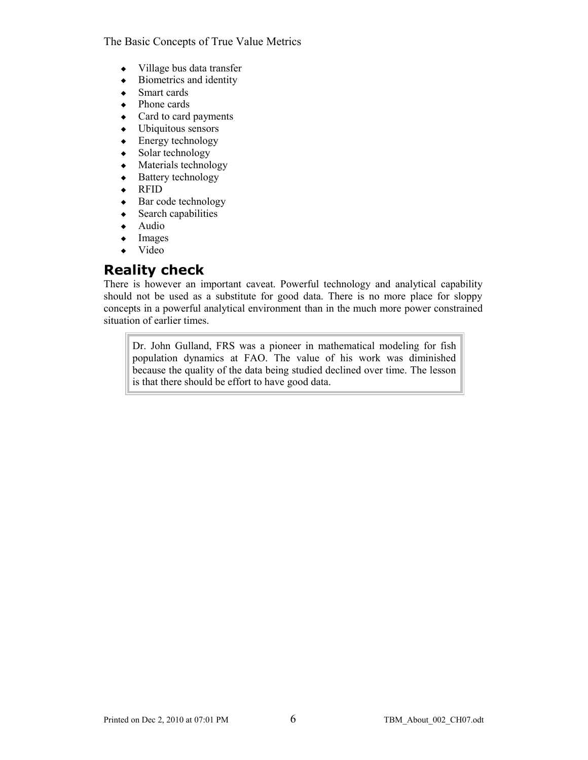- Village bus data transfer
- Biometrics and identity
- Smart cards
- Phone cards
- Card to card payments
- Ubiquitous sensors
- Energy technology
- Solar technology
- Materials technology
- Battery technology
- RFID
- Bar code technology
- Search capabilities
- Audio
- Images
- Video

## Reality check

There is however an important caveat. Powerful technology and analytical capability should not be used as a substitute for good data. There is no more place for sloppy concepts in a powerful analytical environment than in the much more power constrained situation of earlier times.

> Dr. John Gulland, FRS was a pioneer in mathematical modeling for fish population dynamics at FAO. The value of his work was diminished because the quality of the data being studied declined over time. The lesson is that there should be effort to have good data.